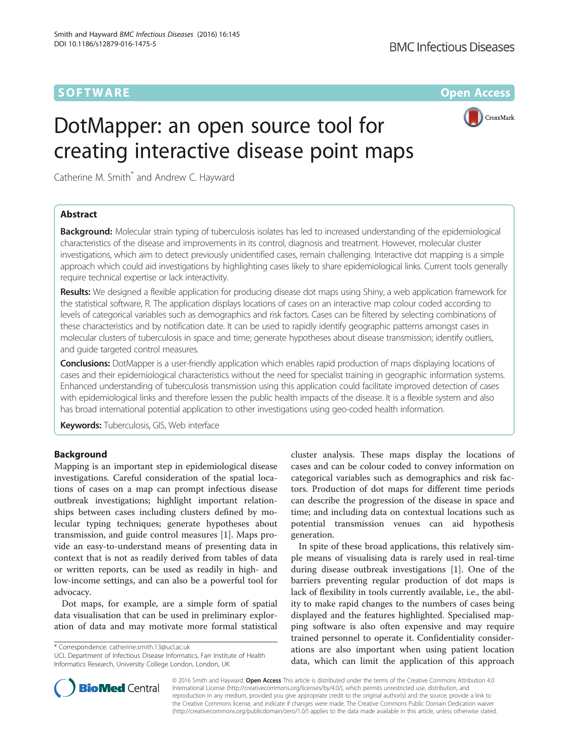SOFTWARE

Open Access

# DotMapper: an open source tool for creating interactive disease point maps

Catherine M. Smith* and Andrew C. Hayward

## Abstract

**Background:** Molecular strain typing of tuberculosis isolates has led to increased understanding of the epidemiological characteristics of the disease and improvements in its control, diagnosis and treatment. However, molecular cluster investigations, which aim to detect previously unidentified cases, remain challenging. Interactive dot mapping is a simple approach which could aid investigations by highlighting cases likely to share epidemiological links. Current tools generally require technical expertise or lack interactivity.

**Results:** We designed a flexible application for producing disease dot maps using Shiny, a web application framework for the statistical software, R. The application displays locations of cases on an interactive map colour coded according to levels of categorical variables such as demographics and risk factors. Cases can be filtered by selecting combinations of these characteristics and by notification date. It can be used to rapidly identify geographic patterns amongst cases in molecular clusters of tuberculosis in space and time; generate hypotheses about disease transmission; identify outliers, and guide targeted control measures.

**Conclusions:** DotMapper is a user-friendly application which enables rapid production of maps displaying locations of cases and their epidemiological characteristics without the need for specialist training in geographic information systems. Enhanced understanding of tuberculosis transmission using this application could facilitate improved detection of cases with epidemiological links and therefore lessen the public health impacts of the disease. It is a flexible system and also has broad international potential application to other investigations using geo-coded health information.

**Keywords:** Tuberculosis, GIS, Web interface

## Background

Mapping is an important step in epidemiological disease investigations. Careful consideration of the spatial locations of cases on a map can prompt infectious disease outbreak investigations; highlight important relationships between cases including clusters defined by molecular typing techniques; generate hypotheses about transmission, and guide control measures [1]. Maps provide an easy-to-understand means of presenting data in context that is not as readily derived from tables of data or written reports, can be used as readily in high- and low-income settings, and can also be a powerful tool for advocacy.

Dot maps, for example, are a simple form of spatial data visualisation that can be used in preliminary exploration of data and may motivate more formal statistical cluster analysis. These maps display the locations of cases and can be colour coded to convey information on categorical variables such as demographics and risk factors. Production of dot maps for different time periods can describe the progression of the disease in space and time; and including data on contextual locations such as potential transmission venues can aid hypothesis generation.

In spite of these broad applications, this relatively simple means of visualising data is rarely used in real-time during disease outbreak investigations [1]. One of the barriers preventing regular production of dot maps is lack of flexibility in tools currently available, i.e., the ability to make rapid changes to the numbers of cases being displayed and the features highlighted. Specialised mapping software is also often expensive and may require trained personnel to operate it. Confidentiality considerations are also important when using patient location data, which can limit the application of this approach

\* Correspondence: catherine.smith.13@ucl.ac.uk
UCL Department of Infectious Disease Informatics, Farr Institute of Health Informatics Research, University College London, London, UK

© 2016 Smith and Hayward. **Open Access** This article is distributed under the terms of the Creative Commons Attribution 4.0 International License (http://creativecommons.org/licenses/by/4.0/), which permits unrestricted use, distribution, and reproduction in any medium, provided you give appropriate credit to the original author(s) and the source, provide a link to the Creative Commons license, and indicate if changes were made. The Creative Commons Public Domain Dedication waiver (http://creativecommons.org/publicdomain/zero/1.0/) applies to the data made available in this article, unless otherwise stated.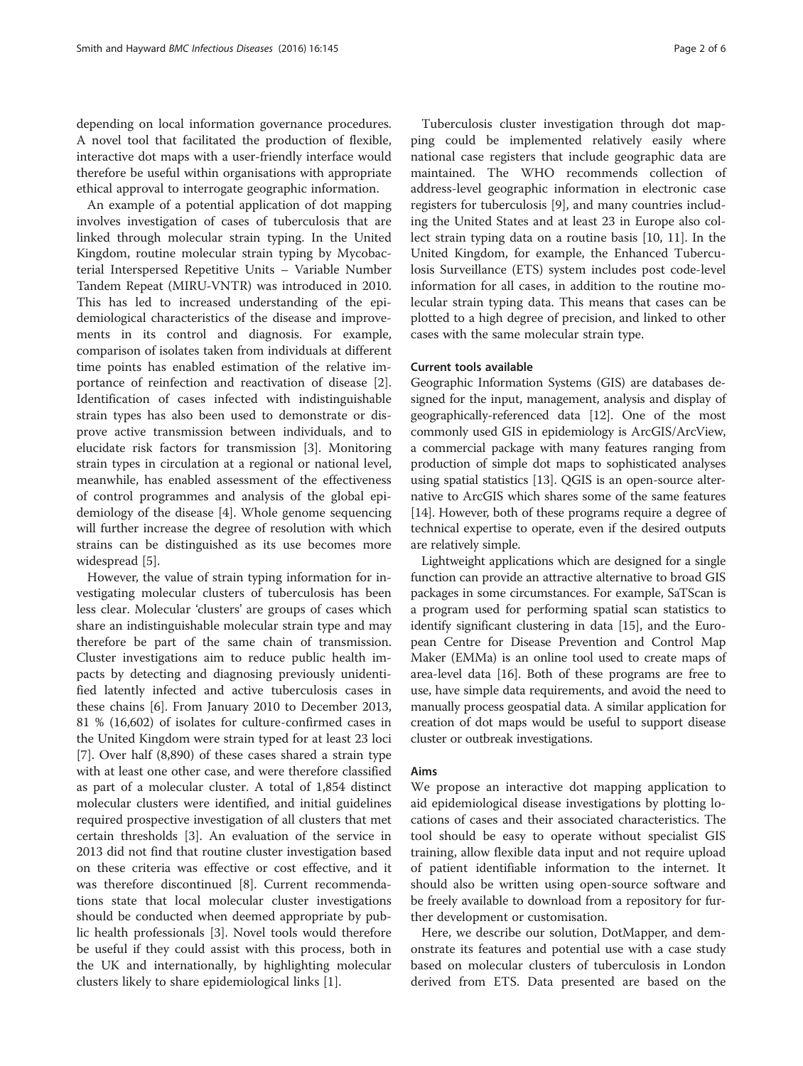depending on local information governance procedures. A novel tool that facilitated the production of flexible, interactive dot maps with a user-friendly interface would therefore be useful within organisations with appropriate ethical approval to interrogate geographic information.

An example of a potential application of dot mapping involves investigation of cases of tuberculosis that are linked through molecular strain typing. In the United Kingdom, routine molecular strain typing by Mycobacterial Interspersed Repetitive Units – Variable Number Tandem Repeat (MIRU-VNTR) was introduced in 2010. This has led to increased understanding of the epidemiological characteristics of the disease and improvements in its control and diagnosis. For example, comparison of isolates taken from individuals at different time points has enabled estimation of the relative importance of reinfection and reactivation of disease [2]. Identification of cases infected with indistinguishable strain types has also been used to demonstrate or disprove active transmission between individuals, and to elucidate risk factors for transmission [3]. Monitoring strain types in circulation at a regional or national level, meanwhile, has enabled assessment of the effectiveness of control programmes and analysis of the global epidemiology of the disease [4]. Whole genome sequencing will further increase the degree of resolution with which strains can be distinguished as its use becomes more widespread [5].

However, the value of strain typing information for investigating molecular clusters of tuberculosis has been less clear. Molecular 'clusters' are groups of cases which share an indistinguishable molecular strain type and may therefore be part of the same chain of transmission. Cluster investigations aim to reduce public health impacts by detecting and diagnosing previously unidentified latently infected and active tuberculosis cases in these chains [6]. From January 2010 to December 2013, 81 % (16,602) of isolates for culture-confirmed cases in the United Kingdom were strain typed for at least 23 loci [7]. Over half (8,890) of these cases shared a strain type with at least one other case, and were therefore classified as part of a molecular cluster. A total of 1,854 distinct molecular clusters were identified, and initial guidelines required prospective investigation of all clusters that met certain thresholds [3]. An evaluation of the service in 2013 did not find that routine cluster investigation based on these criteria was effective or cost effective, and it was therefore discontinued [8]. Current recommendations state that local molecular cluster investigations should be conducted when deemed appropriate by public health professionals [3]. Novel tools would therefore be useful if they could assist with this process, both in the UK and internationally, by highlighting molecular clusters likely to share epidemiological links [1].

Tuberculosis cluster investigation through dot mapping could be implemented relatively easily where national case registers that include geographic data are maintained. The WHO recommends collection of address-level geographic information in electronic case registers for tuberculosis [9], and many countries including the United States and at least 23 in Europe also collect strain typing data on a routine basis [10, 11]. In the United Kingdom, for example, the Enhanced Tuberculosis Surveillance (ETS) system includes post code-level information for all cases, in addition to the routine molecular strain typing data. This means that cases can be plotted to a high degree of precision, and linked to other cases with the same molecular strain type.

### Current tools available

Geographic Information Systems (GIS) are databases designed for the input, management, analysis and display of geographically-referenced data [12]. One of the most commonly used GIS in epidemiology is ArcGIS/ArcView, a commercial package with many features ranging from production of simple dot maps to sophisticated analyses using spatial statistics [13]. QGIS is an open-source alternative to ArcGIS which shares some of the same features [14]. However, both of these programs require a degree of technical expertise to operate, even if the desired outputs are relatively simple.

Lightweight applications which are designed for a single function can provide an attractive alternative to broad GIS packages in some circumstances. For example, SaTScan is a program used for performing spatial scan statistics to identify significant clustering in data [15], and the European Centre for Disease Prevention and Control Map Maker (EMMa) is an online tool used to create maps of area-level data [16]. Both of these programs are free to use, have simple data requirements, and avoid the need to manually process geospatial data. A similar application for creation of dot maps would be useful to support disease cluster or outbreak investigations.

### Aims

We propose an interactive dot mapping application to aid epidemiological disease investigations by plotting locations of cases and their associated characteristics. The tool should be easy to operate without specialist GIS training, allow flexible data input and not require upload of patient identifiable information to the internet. It should also be written using open-source software and be freely available to download from a repository for further development or customisation.

Here, we describe our solution, DotMapper, and demonstrate its features and potential use with a case study based on molecular clusters of tuberculosis in London derived from ETS. Data presented are based on the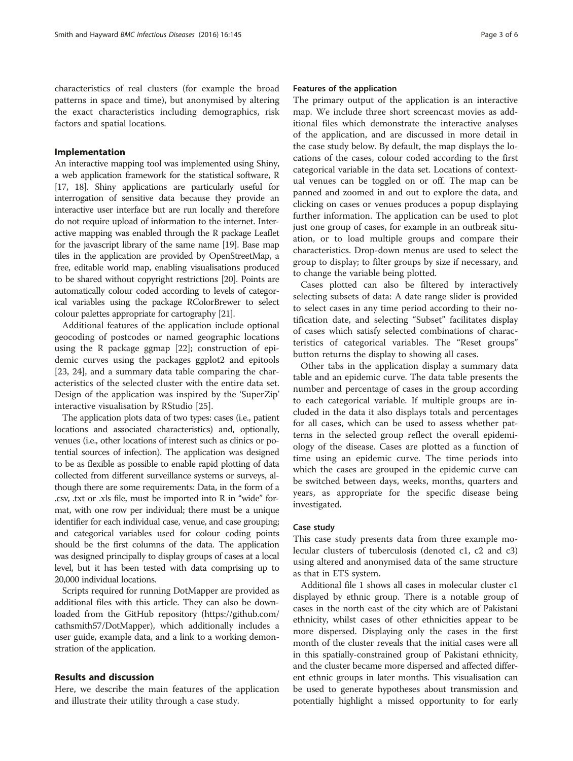characteristics of real clusters (for example the broad patterns in space and time), but anonymised by altering the exact characteristics including demographics, risk factors and spatial locations.

## Implementation

An interactive mapping tool was implemented using Shiny, a web application framework for the statistical software, R [17, 18]. Shiny applications are particularly useful for interrogation of sensitive data because they provide an interactive user interface but are run locally and therefore do not require upload of information to the internet. Interactive mapping was enabled through the R package Leaflet for the javascript library of the same name [19]. Base map tiles in the application are provided by OpenStreetMap, a free, editable world map, enabling visualisations produced to be shared without copyright restrictions [20]. Points are automatically colour coded according to levels of categorical variables using the package RColorBrewer to select colour palettes appropriate for cartography [21].

Additional features of the application include optional geocoding of postcodes or named geographic locations using the R package ggmap [22]; construction of epidemic curves using the packages ggplot2 and epitools [23, 24], and a summary data table comparing the characteristics of the selected cluster with the entire data set. Design of the application was inspired by the 'SuperZip' interactive visualisation by RStudio [25].

The application plots data of two types: cases (i.e., patient locations and associated characteristics) and, optionally, venues (i.e., other locations of interest such as clinics or potential sources of infection). The application was designed to be as flexible as possible to enable rapid plotting of data collected from different surveillance systems or surveys, although there are some requirements: Data, in the form of a .csv, .txt or .xls file, must be imported into R in "wide" format, with one row per individual; there must be a unique identifier for each individual case, venue, and case grouping; and categorical variables used for colour coding points should be the first columns of the data. The application was designed principally to display groups of cases at a local level, but it has been tested with data comprising up to 20,000 individual locations.

Scripts required for running DotMapper are provided as additional files with this article. They can also be downloaded from the GitHub repository (https://github.com/cathsmith57/DotMapper), which additionally includes a user guide, example data, and a link to a working demonstration of the application.

## Results and discussion

Here, we describe the main features of the application and illustrate their utility through a case study.

### Features of the application

The primary output of the application is an interactive map. We include three short screencast movies as additional files which demonstrate the interactive analyses of the application, and are discussed in more detail in the case study below. By default, the map displays the locations of the cases, colour coded according to the first categorical variable in the data set. Locations of contextual venues can be toggled on or off. The map can be panned and zoomed in and out to explore the data, and clicking on cases or venues produces a popup displaying further information. The application can be used to plot just one group of cases, for example in an outbreak situation, or to load multiple groups and compare their characteristics. Drop-down menus are used to select the group to display; to filter groups by size if necessary, and to change the variable being plotted.

Cases plotted can also be filtered by interactively selecting subsets of data: A date range slider is provided to select cases in any time period according to their notification date, and selecting "Subset" facilitates display of cases which satisfy selected combinations of characteristics of categorical variables. The "Reset groups" button returns the display to showing all cases.

Other tabs in the application display a summary data table and an epidemic curve. The data table presents the number and percentage of cases in the group according to each categorical variable. If multiple groups are included in the data it also displays totals and percentages for all cases, which can be used to assess whether patterns in the selected group reflect the overall epidemiology of the disease. Cases are plotted as a function of time using an epidemic curve. The time periods into which the cases are grouped in the epidemic curve can be switched between days, weeks, months, quarters and years, as appropriate for the specific disease being investigated.

### Case study

This case study presents data from three example molecular clusters of tuberculosis (denoted c1, c2 and c3) using altered and anonymised data of the same structure as that in ETS system.

Additional file 1 shows all cases in molecular cluster c1 displayed by ethnic group. There is a notable group of cases in the north east of the city which are of Pakistani ethnicity, whilst cases of other ethnicities appear to be more dispersed. Displaying only the cases in the first month of the cluster reveals that the initial cases were all in this spatially-constrained group of Pakistani ethnicity, and the cluster became more dispersed and affected different ethnic groups in later months. This visualisation can be used to generate hypotheses about transmission and potentially highlight a missed opportunity to for early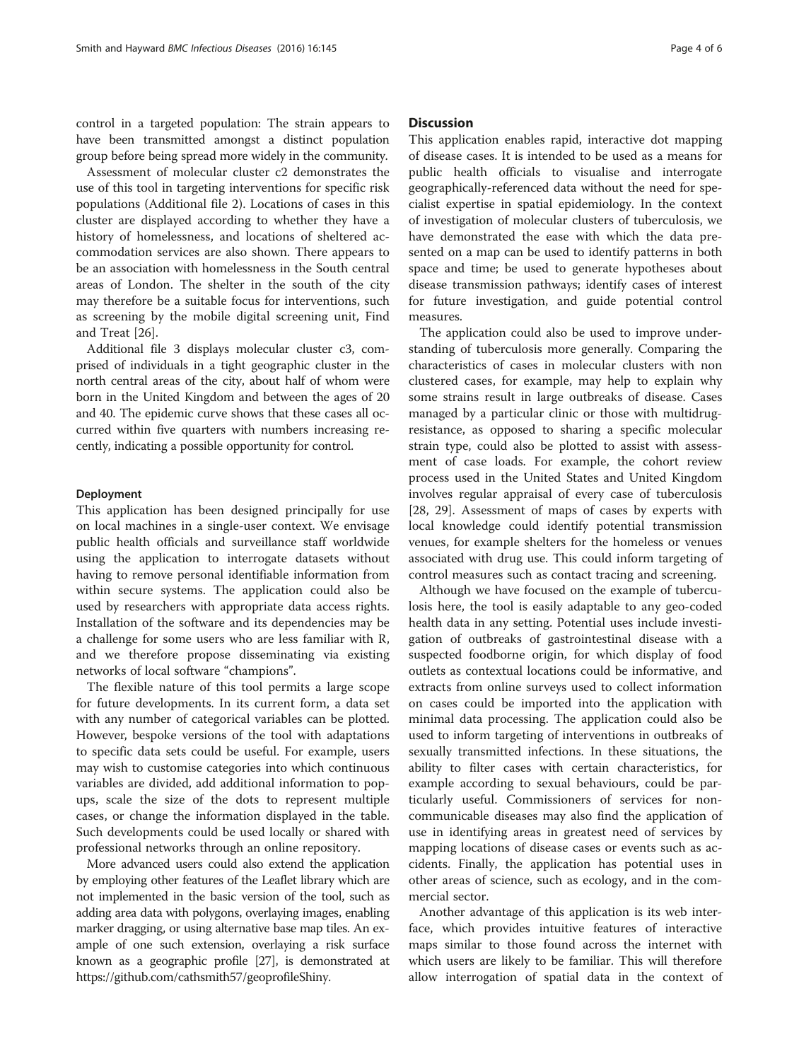control in a targeted population: The strain appears to have been transmitted amongst a distinct population group before being spread more widely in the community.

Assessment of molecular cluster c2 demonstrates the use of this tool in targeting interventions for specific risk populations (Additional file 2). Locations of cases in this cluster are displayed according to whether they have a history of homelessness, and locations of sheltered accommodation services are also shown. There appears to be an association with homelessness in the South central areas of London. The shelter in the south of the city may therefore be a suitable focus for interventions, such as screening by the mobile digital screening unit, Find and Treat [26].

Additional file 3 displays molecular cluster c3, comprised of individuals in a tight geographic cluster in the north central areas of the city, about half of whom were born in the United Kingdom and between the ages of 20 and 40. The epidemic curve shows that these cases all occurred within five quarters with numbers increasing recently, indicating a possible opportunity for control.

#### Deployment

This application has been designed principally for use on local machines in a single-user context. We envisage public health officials and surveillance staff worldwide using the application to interrogate datasets without having to remove personal identifiable information from within secure systems. The application could also be used by researchers with appropriate data access rights. Installation of the software and its dependencies may be a challenge for some users who are less familiar with R, and we therefore propose disseminating via existing networks of local software "champions".

The flexible nature of this tool permits a large scope for future developments. In its current form, a data set with any number of categorical variables can be plotted. However, bespoke versions of the tool with adaptations to specific data sets could be useful. For example, users may wish to customise categories into which continuous variables are divided, add additional information to popups, scale the size of the dots to represent multiple cases, or change the information displayed in the table. Such developments could be used locally or shared with professional networks through an online repository.

More advanced users could also extend the application by employing other features of the Leaflet library which are not implemented in the basic version of the tool, such as adding area data with polygons, overlaying images, enabling marker dragging, or using alternative base map tiles. An example of one such extension, overlaying a risk surface known as a geographic profile [27], is demonstrated at https://github.com/cathsmith57/geoprofileShiny.

## Discussion

This application enables rapid, interactive dot mapping of disease cases. It is intended to be used as a means for public health officials to visualise and interrogate geographically-referenced data without the need for specialist expertise in spatial epidemiology. In the context of investigation of molecular clusters of tuberculosis, we have demonstrated the ease with which the data presented on a map can be used to identify patterns in both space and time; be used to generate hypotheses about disease transmission pathways; identify cases of interest for future investigation, and guide potential control measures.

The application could also be used to improve understanding of tuberculosis more generally. Comparing the characteristics of cases in molecular clusters with non clustered cases, for example, may help to explain why some strains result in large outbreaks of disease. Cases managed by a particular clinic or those with multidrug-resistance, as opposed to sharing a specific molecular strain type, could also be plotted to assist with assessment of case loads. For example, the cohort review process used in the United States and United Kingdom involves regular appraisal of every case of tuberculosis [28, 29]. Assessment of maps of cases by experts with local knowledge could identify potential transmission venues, for example shelters for the homeless or venues associated with drug use. This could inform targeting of control measures such as contact tracing and screening.

Although we have focused on the example of tuberculosis here, the tool is easily adaptable to any geo-coded health data in any setting. Potential uses include investigation of outbreaks of gastrointestinal disease with a suspected foodborne origin, for which display of food outlets as contextual locations could be informative, and extracts from online surveys used to collect information on cases could be imported into the application with minimal data processing. The application could also be used to inform targeting of interventions in outbreaks of sexually transmitted infections. In these situations, the ability to filter cases with certain characteristics, for example according to sexual behaviours, could be particularly useful. Commissioners of services for non-communicable diseases may also find the application of use in identifying areas in greatest need of services by mapping locations of disease cases or events such as accidents. Finally, the application has potential uses in other areas of science, such as ecology, and in the commercial sector.

Another advantage of this application is its web interface, which provides intuitive features of interactive maps similar to those found across the internet with which users are likely to be familiar. This will therefore allow interrogation of spatial data in the context of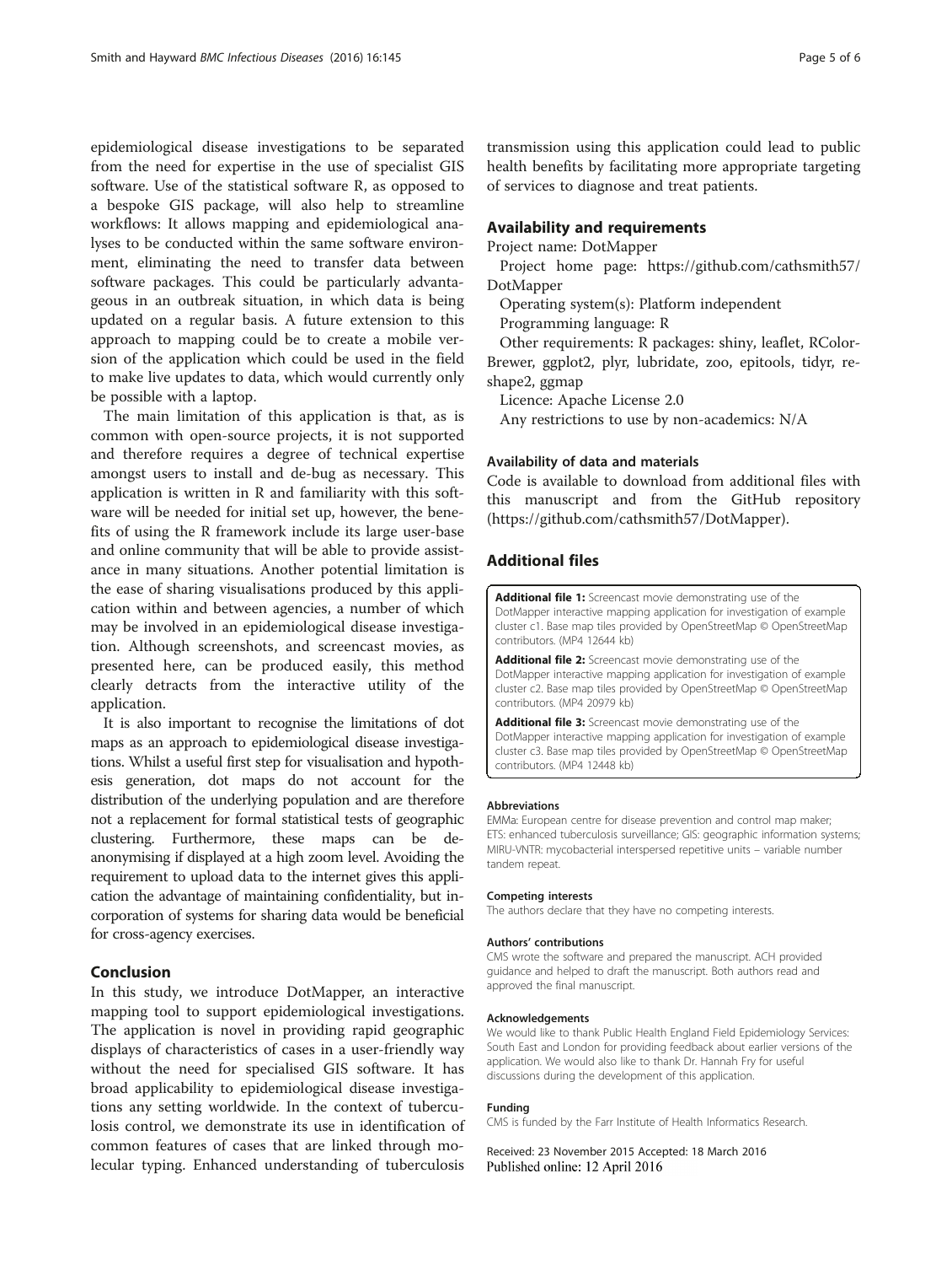epidemiological disease investigations to be separated from the need for expertise in the use of specialist GIS software. Use of the statistical software R, as opposed to a bespoke GIS package, will also help to streamline workflows: It allows mapping and epidemiological analyses to be conducted within the same software environment, eliminating the need to transfer data between software packages. This could be particularly advantageous in an outbreak situation, in which data is being updated on a regular basis. A future extension to this approach to mapping could be to create a mobile version of the application which could be used in the field to make live updates to data, which would currently only be possible with a laptop.

The main limitation of this application is that, as is common with open-source projects, it is not supported and therefore requires a degree of technical expertise amongst users to install and de-bug as necessary. This application is written in R and familiarity with this software will be needed for initial set up, however, the benefits of using the R framework include its large user-base and online community that will be able to provide assistance in many situations. Another potential limitation is the ease of sharing visualisations produced by this application within and between agencies, a number of which may be involved in an epidemiological disease investigation. Although screenshots, and screencast movies, as presented here, can be produced easily, this method clearly detracts from the interactive utility of the application.

It is also important to recognise the limitations of dot maps as an approach to epidemiological disease investigations. Whilst a useful first step for visualisation and hypothesis generation, dot maps do not account for the distribution of the underlying population and are therefore not a replacement for formal statistical tests of geographic clustering. Furthermore, these maps can be de-anonymising if displayed at a high zoom level. Avoiding the requirement to upload data to the internet gives this application the advantage of maintaining confidentiality, but incorporation of systems for sharing data would be beneficial for cross-agency exercises.

## Conclusion

In this study, we introduce DotMapper, an interactive mapping tool to support epidemiological investigations. The application is novel in providing rapid geographic displays of characteristics of cases in a user-friendly way without the need for specialised GIS software. It has broad applicability to epidemiological disease investigations any setting worldwide. In the context of tuberculosis control, we demonstrate its use in identification of common features of cases that are linked through molecular typing. Enhanced understanding of tuberculosis transmission using this application could lead to public health benefits by facilitating more appropriate targeting of services to diagnose and treat patients.

## Availability and requirements

Project name: DotMapper

Project home page: https://github.com/cathsmith57/DotMapper

Operating system(s): Platform independent

Programming language: R

Other requirements: R packages: shiny, leaflet, RColorBrewer, ggplot2, plyr, lubridate, zoo, epitools, tidyr, reshape2, ggmap

Licence: Apache License 2.0

Any restrictions to use by non-academics: N/A

### Availability of data and materials

Code is available to download from additional files with this manuscript and from the GitHub repository (https://github.com/cathsmith57/DotMapper).

## Additional files

**Additional file 1:** Screencast movie demonstrating use of the DotMapper interactive mapping application for investigation of example cluster c1. Base map tiles provided by OpenStreetMap © OpenStreetMap contributors. (MP4 12644 kb)

**Additional file 2:** Screencast movie demonstrating use of the DotMapper interactive mapping application for investigation of example cluster c2. Base map tiles provided by OpenStreetMap © OpenStreetMap contributors. (MP4 20979 kb)

**Additional file 3:** Screencast movie demonstrating use of the DotMapper interactive mapping application for investigation of example cluster c3. Base map tiles provided by OpenStreetMap © OpenStreetMap contributors. (MP4 12448 kb)

#### Abbreviations

EMMa: European centre for disease prevention and control map maker; ETS: enhanced tuberculosis surveillance; GIS: geographic information systems; MIRU-VNTR: mycobacterial interspersed repetitive units – variable number tandem repeat.

#### Competing interests

The authors declare that they have no competing interests.

#### Authors' contributions

CMS wrote the software and prepared the manuscript. ACH provided guidance and helped to draft the manuscript. Both authors read and approved the final manuscript.

#### Acknowledgements

We would like to thank Public Health England Field Epidemiology Services: South East and London for providing feedback about earlier versions of the application. We would also like to thank Dr. Hannah Fry for useful discussions during the development of this application.

#### Funding

CMS is funded by the Farr Institute of Health Informatics Research.

Received: 23 November 2015 Accepted: 18 March 2016
Published online: 12 April 2016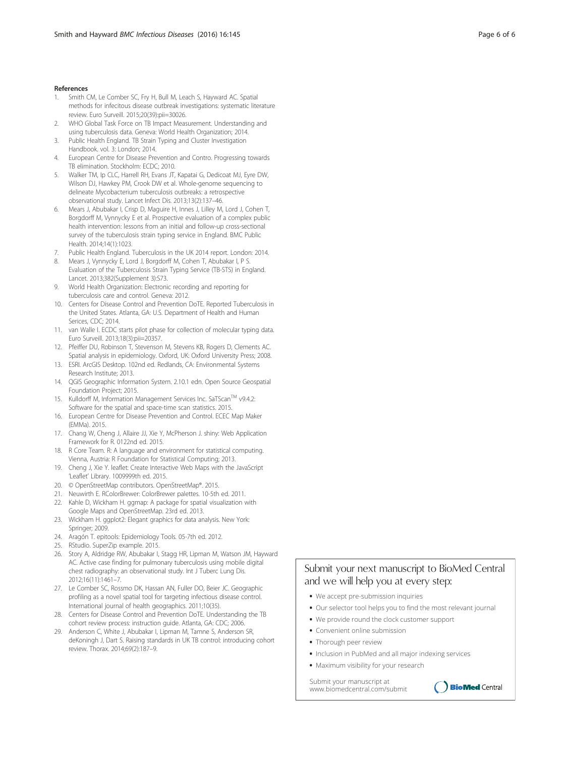## References

1. Smith CM, Le Comber SC, Fry H, Bull M, Leach S, Hayward AC. Spatial methods for infecitous disease outbreak investigations: systematic literature review. Euro Surveill. 2015;20(39):pii=30026.
2. WHO Global Task Force on TB Impact Measurement. Understanding and using tuberculosis data. Geneva: World Health Organization; 2014.
3. Public Health England. TB Strain Typing and Cluster Investigation Handbook. vol. 3: London; 2014.
4. European Centre for Disease Prevention and Contro. Progressing towards TB elimination. Stockholm: ECDC; 2010.
5. Walker TM, Ip CLC, Harrell RH, Evans JT, Kapatai G, Dedicoat MJ, Eyre DW, Wilson DJ, Hawkey PM, Crook DW et al. Whole-genome sequencing to delineate Mycobacterium tuberculosis outbreaks: a retrospective observational study. Lancet Infect Dis. 2013;13(2):137–46.
6. Mears J, Abubakar I, Crisp D, Maguire H, Innes J, Lilley M, Lord J, Cohen T, Borgdorff M, Vynnycky E et al. Prospective evaluation of a complex public health intervention: lessons from an initial and follow-up cross-sectional survey of the tuberculosis strain typing service in England. BMC Public Health. 2014;14(1):1023.
7. Public Health England. Tuberculosis in the UK 2014 report. London: 2014.
8. Mears J, Vynnycky E, Lord J, Borgdorff M, Cohen T, Abubakar I, P S. Evaluation of the Tuberculosis Strain Typing Service (TB-STS) in England. Lancet. 2013;382(Supplement 3):S73.
9. World Health Organization: Electronic recording and reporting for tuberculosis care and control. Geneva: 2012.
10. Centers for Disease Control and Prevention DoTE. Reported Tuberculosis in the United States. Atlanta, GA: U.S. Department of Health and Human Serices, CDC; 2014.
11. van Walle I. ECDC starts pilot phase for collection of molecular typing data. Euro Surveill. 2013;18(3):pii=20357.
12. Pfeiffer DU, Robinson T, Stevenson M, Stevens KB, Rogers D, Clements AC. Spatial analysis in epidemiology. Oxford, UK: Oxford University Press; 2008.
13. ESRI. ArcGIS Desktop. 102nd ed. Redlands, CA: Environmental Systems Research Institute; 2013.
14. QGIS Geographic Information System. 2.10.1 edn. Open Source Geospatial Foundation Project; 2015.
15. Kulldorff M, Information Management Services Inc. SaTScan™ v9.4.2: Software for the spatial and space-time scan statistics. 2015.
16. European Centre for Disease Prevention and Control. ECEC Map Maker (EMMa). 2015.
17. Chang W, Cheng J, Allaire JJ, Xie Y, McPherson J. shiny: Web Application Framework for R. 0122nd ed. 2015.
18. R Core Team. R: A language and environment for statistical computing. Vienna, Austria: R Foundation for Statistical Computing; 2013.
19. Cheng J, Xie Y. leaflet: Create Interactive Web Maps with the JavaScript 'Leaflet' Library. 1009999th ed. 2015.
20. © OpenStreetMap contributors. OpenStreetMap®. 2015.
21. Neuwirth E. RColorBrewer: ColorBrewer palettes. 10-5th ed. 2011.
22. Kahle D, Wickham H. ggmap: A package for spatial visualization with Google Maps and OpenStreetMap. 23rd ed. 2013.
23. Wickham H. ggplot2: Elegant graphics for data analysis. New York: Springer; 2009.
24. Aragón T. epitools: Epidemiology Tools. 05-7th ed. 2012.
25. RStudio. SuperZip example. 2015.
26. Story A, Aldridge RW, Abubakar I, Stagg HR, Lipman M, Watson JM, Hayward AC. Active case finding for pulmonary tuberculosis using mobile digital chest radiography: an observational study. Int J Tuberc Lung Dis. 2012;16(11):1461–7.
27. Le Comber SC, Rossmo DK, Hassan AN, Fuller DO, Beier JC. Geographic profiling as a novel spatial tool for targeting infectious disease control. International journal of health geographics. 2011;10(35).
28. Centers for Disease Control and Prevention DoTE. Understanding the TB cohort review process: instruction guide. Atlanta, GA: CDC; 2006.
29. Anderson C, White J, Abubakar I, Lipman M, Tamne S, Anderson SR, deKoningh J, Dart S. Raising standards in UK TB control: introducing cohort review. Thorax. 2014;69(2):187–9.

Submit your next manuscript to BioMed Central and we will help you at every step:

- We accept pre-submission inquiries
- Our selector tool helps you to find the most relevant journal
- We provide round the clock customer support
- Convenient online submission
- Thorough peer review
- Inclusion in PubMed and all major indexing services
- Maximum visibility for your research

Submit your manuscript at www.biomedcentral.com/submit

BioMed Central